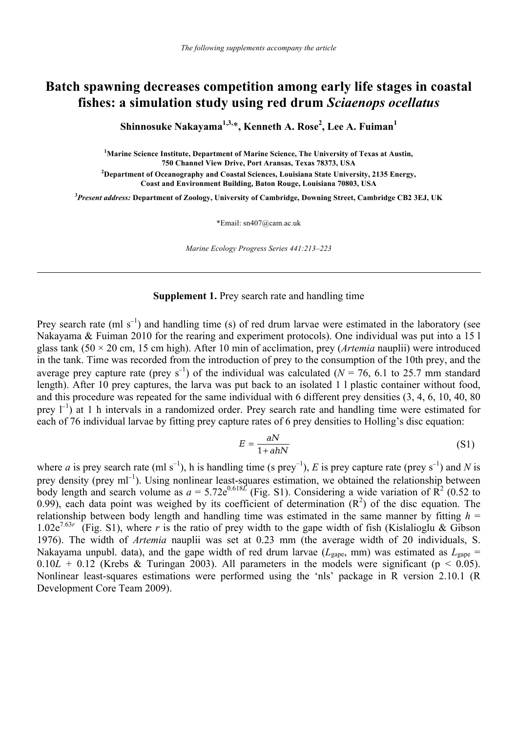*The following supplements accompany the article*

# Batch spawning decreases competition among early life stages in coastal fishes: a simulation study using red drum *Sciaenops ocellatus*

**Shinnosuke Nakayama[1,3,*], Kenneth A. Rose[2], Lee A. Fuiman[1]**

[1]**Marine Science Institute, Department of Marine Science, The University of Texas at Austin, 750 Channel View Drive, Port Aransas, Texas 78373, USA**

[2]**Department of Oceanography and Coastal Sciences, Louisiana State University, 2135 Energy, Coast and Environment Building, Baton Rouge, Louisiana 70803, USA**

[3]***Present address:*** **Department of Zoology, University of Cambridge, Downing Street, Cambridge CB2 3EJ, UK**

*Email: sn407@cam.ac.uk

*Marine Ecology Progress Series 441:213–223*

---

**Supplement 1.** Prey search rate and handling time

Prey search rate (ml $s^{-1}$) and handling time (s) of red drum larvae were estimated in the laboratory (see Nakayama & Fuiman 2010 for the rearing and experiment protocols). One individual was put into a 15 l glass tank (50 × 20 cm, 15 cm high). After 10 min of acclimation, prey (*Artemia* nauplii) were introduced in the tank. Time was recorded from the introduction of prey to the consumption of the 10th prey, and the average prey capture rate (prey $s^{-1}$) of the individual was calculated ($N$ = 76, 6.1 to 25.7 mm standard length). After 10 prey captures, the larva was put back to an isolated 1 l plastic container without food, and this procedure was repeated for the same individual with 6 different prey densities (3, 4, 6, 10, 40, 80 prey $l^{-1}$) at 1 h intervals in a randomized order. Prey search rate and handling time were estimated for each of 76 individual larvae by fitting prey capture rates of 6 prey densities to Holling's disc equation:

$$E = \frac{aN}{1 + ahN} \tag{S1}$$

where $a$ is prey search rate (ml $s^{-1}$), h is handling time (s $prey^{-1}$), $E$ is prey capture rate (prey $s^{-1}$) and $N$ is prey density (prey $ml^{-1}$). Using nonlinear least-squares estimation, we obtained the relationship between body length and search volume as $a = 5.72e^{0.618L}$ (Fig. S1). Considering a wide variation of $R^2$ (0.52 to 0.99), each data point was weighed by its coefficient of determination ($R^2$) of the disc equation. The relationship between body length and handling time was estimated in the same manner by fitting $h = 1.02e^{7.63r}$ (Fig. S1), where $r$ is the ratio of prey width to the gape width of fish (Kislalioglu & Gibson 1976). The width of *Artemia* nauplii was set at 0.23 mm (the average width of 20 individuals, S. Nakayama unpubl. data), and the gape width of red drum larvae ($L_{gape}$, mm) was estimated as $L_{gape} = 0.10L + 0.12$ (Krebs & Turingan 2003). All parameters in the models were significant ($p < 0.05$). Nonlinear least-squares estimations were performed using the 'nls' package in R version 2.10.1 (R Development Core Team 2009).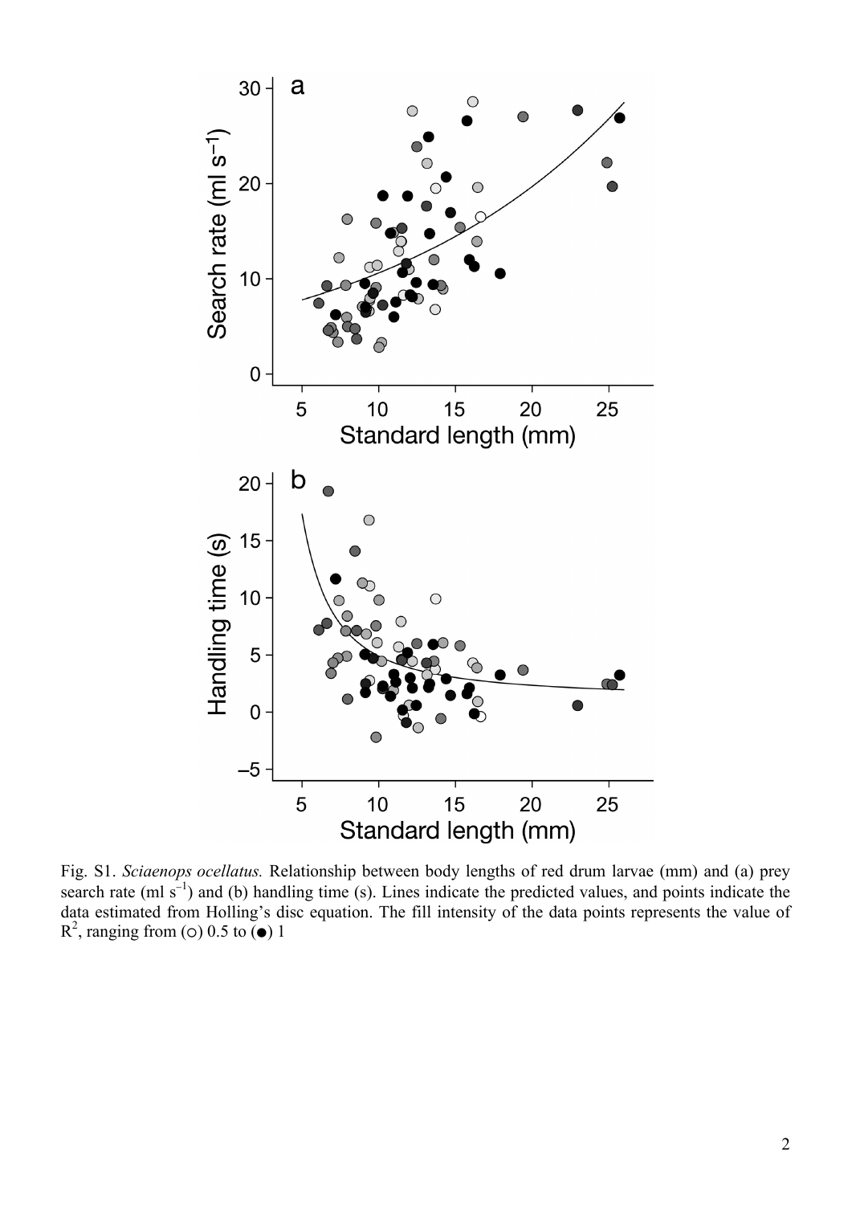Fig. S1. *Sciaenops ocellatus.* Relationship between body lengths of red drum larvae (mm) and (a) prey search rate (ml $s^{-1}$) and (b) handling time (s). Lines indicate the predicted values, and points indicate the data estimated from Holling's disc equation. The fill intensity of the data points represents the value of $R^2$, ranging from (○) 0.5 to (●) 1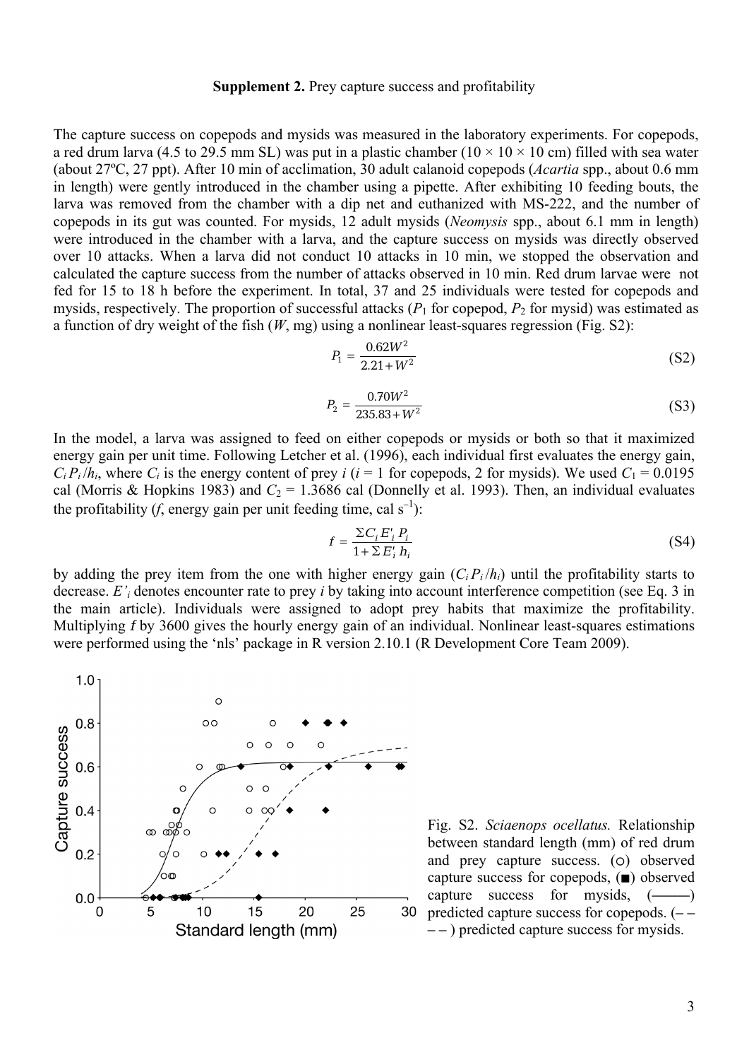**Supplement 2.** Prey capture success and profitability

The capture success on copepods and mysids was measured in the laboratory experiments. For copepods, a red drum larva (4.5 to 29.5 mm SL) was put in a plastic chamber (10 × 10 × 10 cm) filled with sea water (about 27ºC, 27 ppt). After 10 min of acclimation, 30 adult calanoid copepods (*Acartia* spp., about 0.6 mm in length) were gently introduced in the chamber using a pipette. After exhibiting 10 feeding bouts, the larva was removed from the chamber with a dip net and euthanized with MS-222, and the number of copepods in its gut was counted. For mysids, 12 adult mysids (*Neomysis* spp., about 6.1 mm in length) were introduced in the chamber with a larva, and the capture success on mysids was directly observed over 10 attacks. When a larva did not conduct 10 attacks in 10 min, we stopped the observation and calculated the capture success from the number of attacks observed in 10 min. Red drum larvae were not fed for 15 to 18 h before the experiment. In total, 37 and 25 individuals were tested for copepods and mysids, respectively. The proportion of successful attacks ($P_1$ for copepod, $P_2$ for mysid) was estimated as a function of dry weight of the fish ($W$, mg) using a nonlinear least-squares regression (Fig. S2):

$$P_1 = \frac{0.62W^2}{2.21 + W^2} \tag{S2}$$

$$P_2 = \frac{0.70W^2}{235.83 + W^2} \tag{S3}$$

In the model, a larva was assigned to feed on either copepods or mysids or both so that it maximized energy gain per unit time. Following Letcher et al. (1996), each individual first evaluates the energy gain, $C_i P_i / h_i$, where $C_i$ is the energy content of prey $i$ ($i$ = 1 for copepods, 2 for mysids). We used $C_1$ = 0.0195 cal (Morris & Hopkins 1983) and $C_2$ = 1.3686 cal (Donnelly et al. 1993). Then, an individual evaluates the profitability ($f$, energy gain per unit feeding time, cal s$^{-1}$):

$$f = \frac{\Sigma C_i E'_i P_i}{1 + \Sigma E'_i h_i} \tag{S4}$$

by adding the prey item from the one with higher energy gain ($C_i P_i / h_i$) until the profitability starts to decrease. $E'_i$ denotes encounter rate to prey $i$ by taking into account interference competition (see Eq. 3 in the main article). Individuals were assigned to adopt prey habits that maximize the profitability. Multiplying $f$ by 3600 gives the hourly energy gain of an individual. Nonlinear least-squares estimations were performed using the 'nls' package in R version 2.10.1 (R Development Core Team 2009).

Fig. S2. *Sciaenops ocellatus.* Relationship between standard length (mm) of red drum and prey capture success. (○) observed capture success for copepods, (■) observed capture success for mysids, (———) predicted capture success for copepods. (– – – – ) predicted capture success for mysids.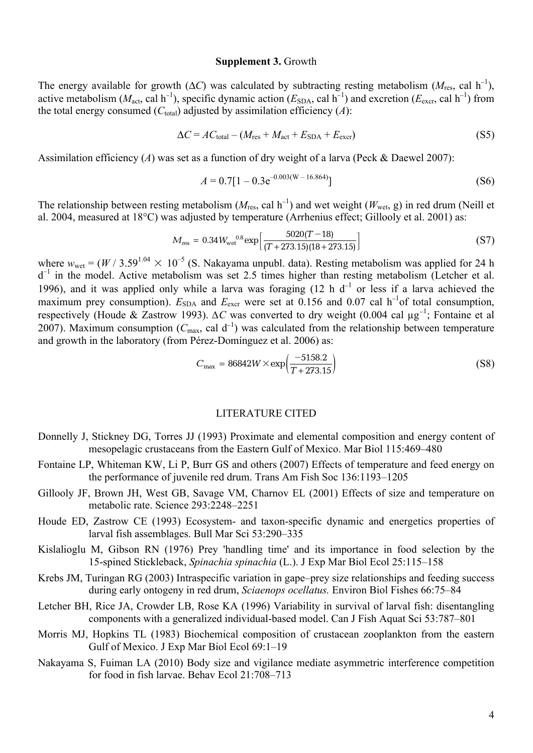**Supplement 3.** Growth

The energy available for growth ($\Delta C$) was calculated by subtracting resting metabolism ($M_{res}$, cal h$^{-1}$), active metabolism ($M_{act}$, cal h$^{-1}$), specific dynamic action ($E_{SDA}$, cal h$^{-1}$) and excretion ($E_{excr}$, cal h$^{-1}$) from the total energy consumed ($C_{total}$) adjusted by assimilation efficiency ($A$):

$$\Delta C = AC_{total} - (M_{res} + M_{act} + E_{SDA} + E_{excr}) \tag{S5}$$

Assimilation efficiency ($A$) was set as a function of dry weight of a larva (Peck & Daewel 2007):

$$A = 0.7[1 - 0.3e^{-0.003(W - 16.864)}] \tag{S6}$$

The relationship between resting metabolism ($M_{res}$, cal h$^{-1}$) and wet weight ($W_{wet}$, g) in red drum (Neill et al. 2004, measured at 18°C) was adjusted by temperature (Arrhenius effect; Gillooly et al. 2001) as:

$$M_{res} = 0.34 W_{wet}^{0.8} \exp\left[\frac{5020(T-18)}{(T+273.15)(18+273.15)}\right] \tag{S7}$$

where $w_{wet} = (W / 3.59^{1.04} \times 10^{-5}$ (S. Nakayama unpubl. data). Resting metabolism was applied for 24 h d$^{-1}$ in the model. Active metabolism was set 2.5 times higher than resting metabolism (Letcher et al. 1996), and it was applied only while a larva was foraging (12 h d$^{-1}$ or less if a larva achieved the maximum prey consumption). $E_{SDA}$ and $E_{excr}$ were set at 0.156 and 0.07 cal h$^{-1}$of total consumption, respectively (Houde & Zastrow 1993). $\Delta C$ was converted to dry weight (0.004 cal µg$^{-1}$; Fontaine et al 2007). Maximum consumption ($C_{max}$, cal d$^{-1}$) was calculated from the relationship between temperature and growth in the laboratory (from Pérez-Domínguez et al. 2006) as:

$$C_{max} = 86842W \times \exp\left(\frac{-5158.2}{T+273.15}\right) \tag{S8}$$

## LITERATURE CITED

Donnelly J, Stickney DG, Torres JJ (1993) Proximate and elemental composition and energy content of mesopelagic crustaceans from the Eastern Gulf of Mexico. Mar Biol 115:469–480

Fontaine LP, Whiteman KW, Li P, Burr GS and others (2007) Effects of temperature and feed energy on the performance of juvenile red drum. Trans Am Fish Soc 136:1193–1205

Gillooly JF, Brown JH, West GB, Savage VM, Charnov EL (2001) Effects of size and temperature on metabolic rate. Science 293:2248–2251

Houde ED, Zastrow CE (1993) Ecosystem- and taxon-specific dynamic and energetics properties of larval fish assemblages. Bull Mar Sci 53:290–335

Kislalioglu M, Gibson RN (1976) Prey 'handling time' and its importance in food selection by the 15-spined Stickleback, *Spinachia spinachia* (L.). J Exp Mar Biol Ecol 25:115–158

Krebs JM, Turingan RG (2003) Intraspecific variation in gape–prey size relationships and feeding success during early ontogeny in red drum, *Sciaenops ocellatus.* Environ Biol Fishes 66:75–84

Letcher BH, Rice JA, Crowder LB, Rose KA (1996) Variability in survival of larval fish: disentangling components with a generalized individual-based model. Can J Fish Aquat Sci 53:787–801

Morris MJ, Hopkins TL (1983) Biochemical composition of crustacean zooplankton from the eastern Gulf of Mexico. J Exp Mar Biol Ecol 69:1–19

Nakayama S, Fuiman LA (2010) Body size and vigilance mediate asymmetric interference competition for food in fish larvae. Behav Ecol 21:708–713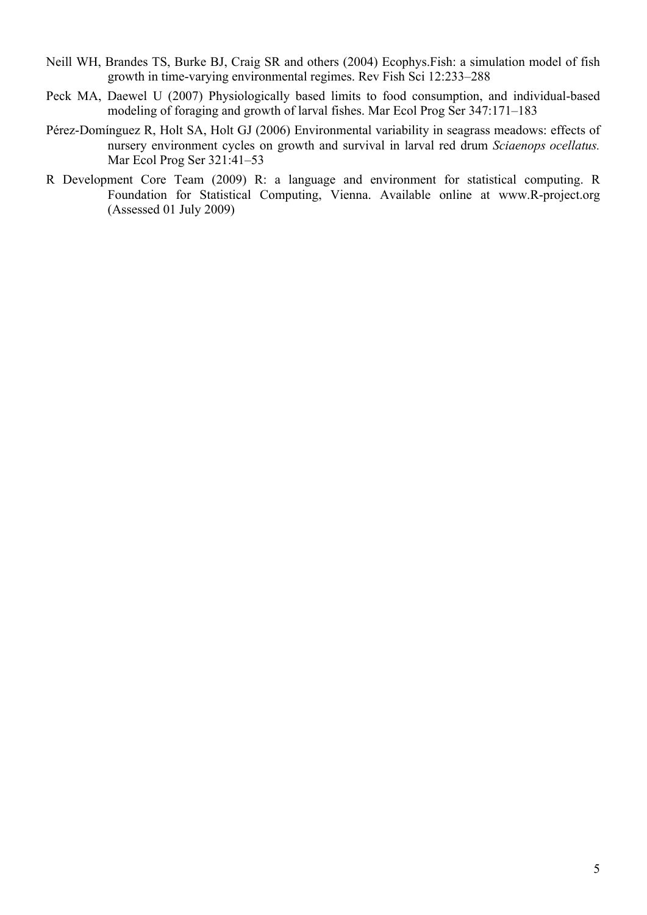Neill WH, Brandes TS, Burke BJ, Craig SR and others (2004) Ecophys.Fish: a simulation model of fish growth in time-varying environmental regimes. Rev Fish Sci 12:233–288

Peck MA, Daewel U (2007) Physiologically based limits to food consumption, and individual-based modeling of foraging and growth of larval fishes. Mar Ecol Prog Ser 347:171–183

Pérez-Domínguez R, Holt SA, Holt GJ (2006) Environmental variability in seagrass meadows: effects of nursery environment cycles on growth and survival in larval red drum *Sciaenops ocellatus.* Mar Ecol Prog Ser 321:41–53

R Development Core Team (2009) R: a language and environment for statistical computing. R Foundation for Statistical Computing, Vienna. Available online at www.R-project.org (Assessed 01 July 2009)